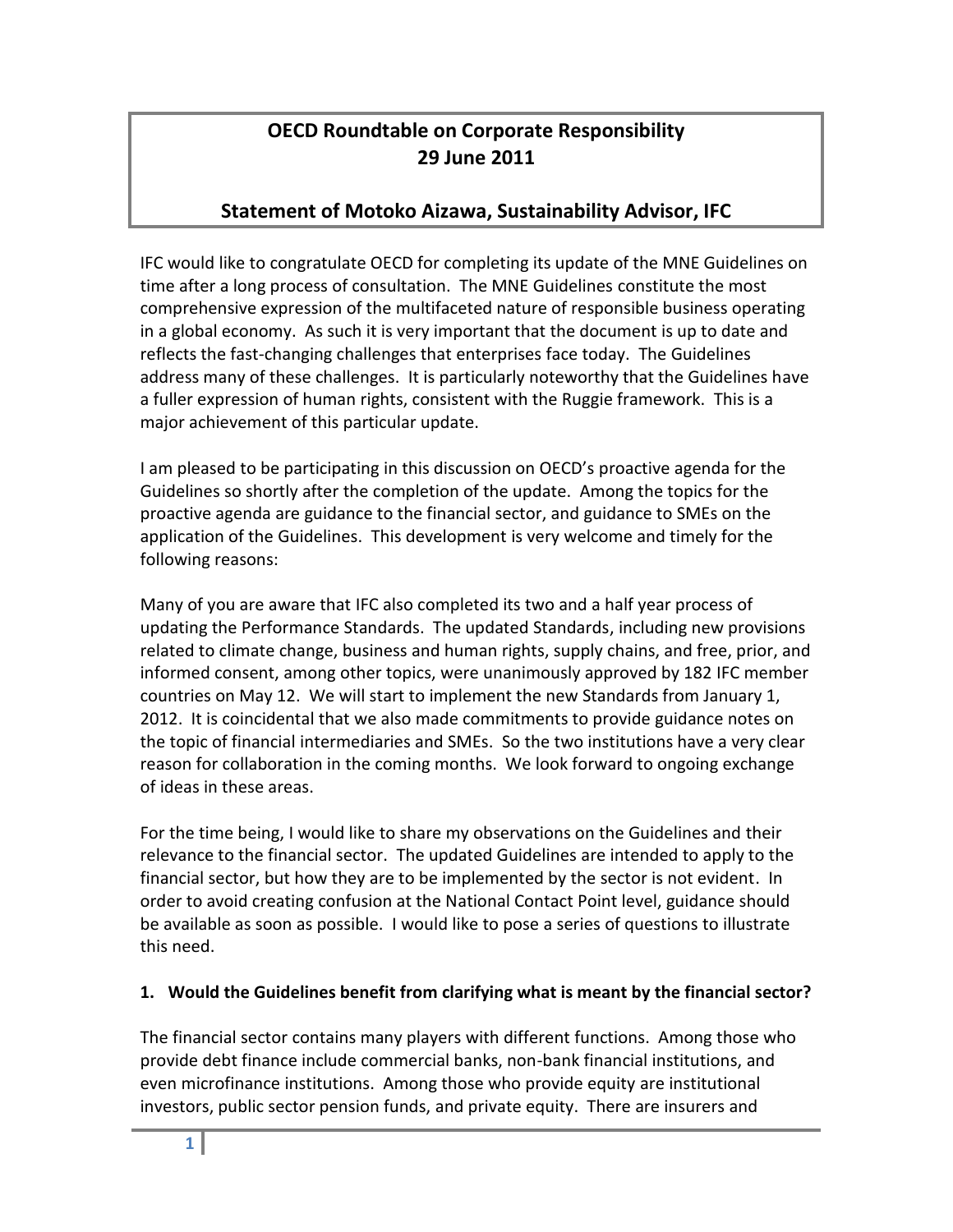# OECD Roundtable on Corporate Responsibility
# 29 June 2011

## Statement of Motoko Aizawa, Sustainability Advisor, IFC

IFC would like to congratulate OECD for completing its update of the MNE Guidelines on time after a long process of consultation. The MNE Guidelines constitute the most comprehensive expression of the multifaceted nature of responsible business operating in a global economy. As such it is very important that the document is up to date and reflects the fast-changing challenges that enterprises face today. The Guidelines address many of these challenges. It is particularly noteworthy that the Guidelines have a fuller expression of human rights, consistent with the Ruggie framework. This is a major achievement of this particular update.

I am pleased to be participating in this discussion on OECD's proactive agenda for the Guidelines so shortly after the completion of the update. Among the topics for the proactive agenda are guidance to the financial sector, and guidance to SMEs on the application of the Guidelines. This development is very welcome and timely for the following reasons:

Many of you are aware that IFC also completed its two and a half year process of updating the Performance Standards. The updated Standards, including new provisions related to climate change, business and human rights, supply chains, and free, prior, and informed consent, among other topics, were unanimously approved by 182 IFC member countries on May 12. We will start to implement the new Standards from January 1, 2012. It is coincidental that we also made commitments to provide guidance notes on the topic of financial intermediaries and SMEs. So the two institutions have a very clear reason for collaboration in the coming months. We look forward to ongoing exchange of ideas in these areas.

For the time being, I would like to share my observations on the Guidelines and their relevance to the financial sector. The updated Guidelines are intended to apply to the financial sector, but how they are to be implemented by the sector is not evident. In order to avoid creating confusion at the National Contact Point level, guidance should be available as soon as possible. I would like to pose a series of questions to illustrate this need.

**1. Would the Guidelines benefit from clarifying what is meant by the financial sector?**

The financial sector contains many players with different functions. Among those who provide debt finance include commercial banks, non-bank financial institutions, and even microfinance institutions. Among those who provide equity are institutional investors, public sector pension funds, and private equity. There are insurers and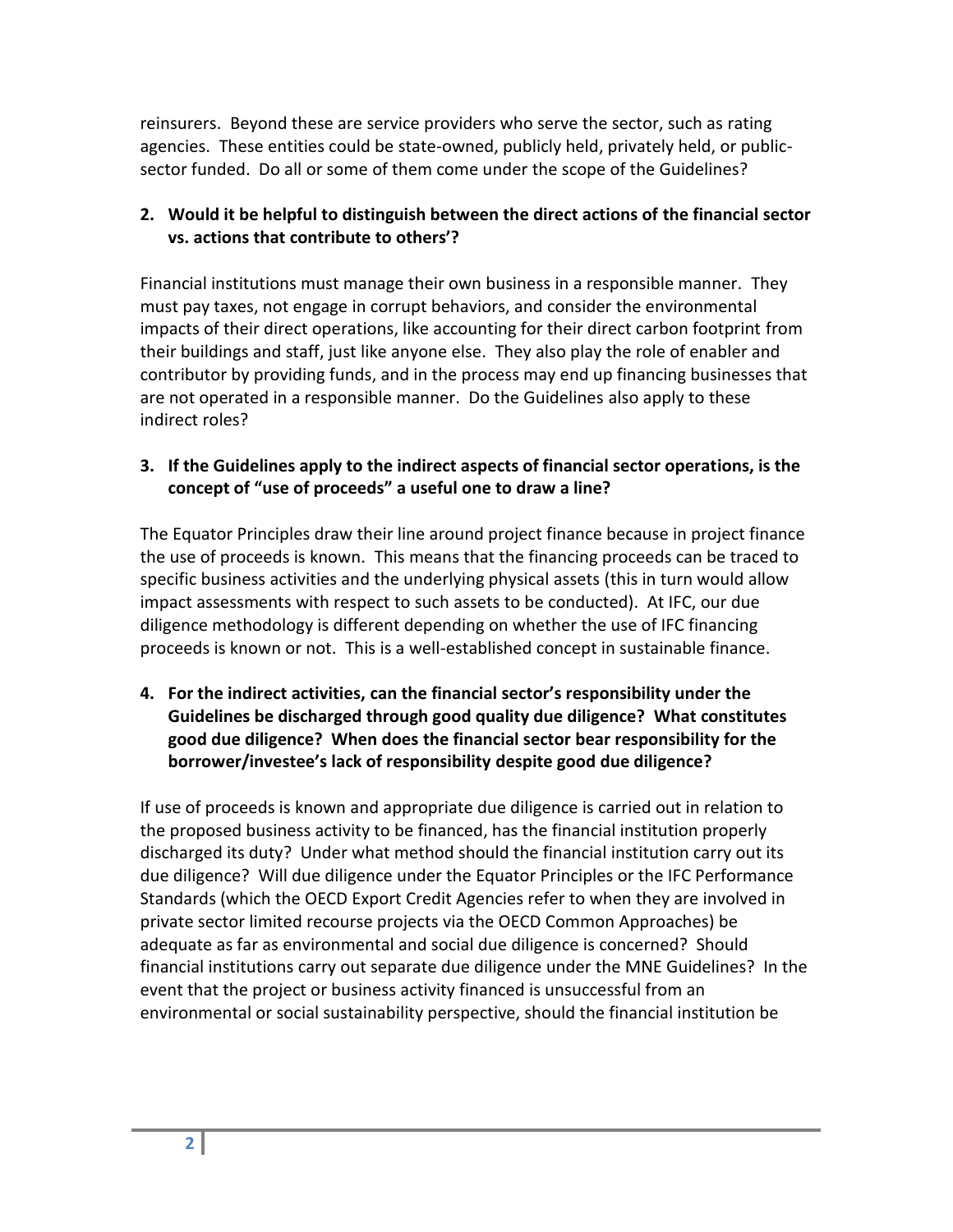reinsurers. Beyond these are service providers who serve the sector, such as rating agencies. These entities could be state-owned, publicly held, privately held, or public-sector funded. Do all or some of them come under the scope of the Guidelines?

**2. Would it be helpful to distinguish between the direct actions of the financial sector vs. actions that contribute to others'?**

Financial institutions must manage their own business in a responsible manner. They must pay taxes, not engage in corrupt behaviors, and consider the environmental impacts of their direct operations, like accounting for their direct carbon footprint from their buildings and staff, just like anyone else. They also play the role of enabler and contributor by providing funds, and in the process may end up financing businesses that are not operated in a responsible manner. Do the Guidelines also apply to these indirect roles?

**3. If the Guidelines apply to the indirect aspects of financial sector operations, is the concept of "use of proceeds" a useful one to draw a line?**

The Equator Principles draw their line around project finance because in project finance the use of proceeds is known. This means that the financing proceeds can be traced to specific business activities and the underlying physical assets (this in turn would allow impact assessments with respect to such assets to be conducted). At IFC, our due diligence methodology is different depending on whether the use of IFC financing proceeds is known or not. This is a well-established concept in sustainable finance.

**4. For the indirect activities, can the financial sector's responsibility under the Guidelines be discharged through good quality due diligence? What constitutes good due diligence? When does the financial sector bear responsibility for the borrower/investee's lack of responsibility despite good due diligence?**

If use of proceeds is known and appropriate due diligence is carried out in relation to the proposed business activity to be financed, has the financial institution properly discharged its duty? Under what method should the financial institution carry out its due diligence? Will due diligence under the Equator Principles or the IFC Performance Standards (which the OECD Export Credit Agencies refer to when they are involved in private sector limited recourse projects via the OECD Common Approaches) be adequate as far as environmental and social due diligence is concerned? Should financial institutions carry out separate due diligence under the MNE Guidelines? In the event that the project or business activity financed is unsuccessful from an environmental or social sustainability perspective, should the financial institution be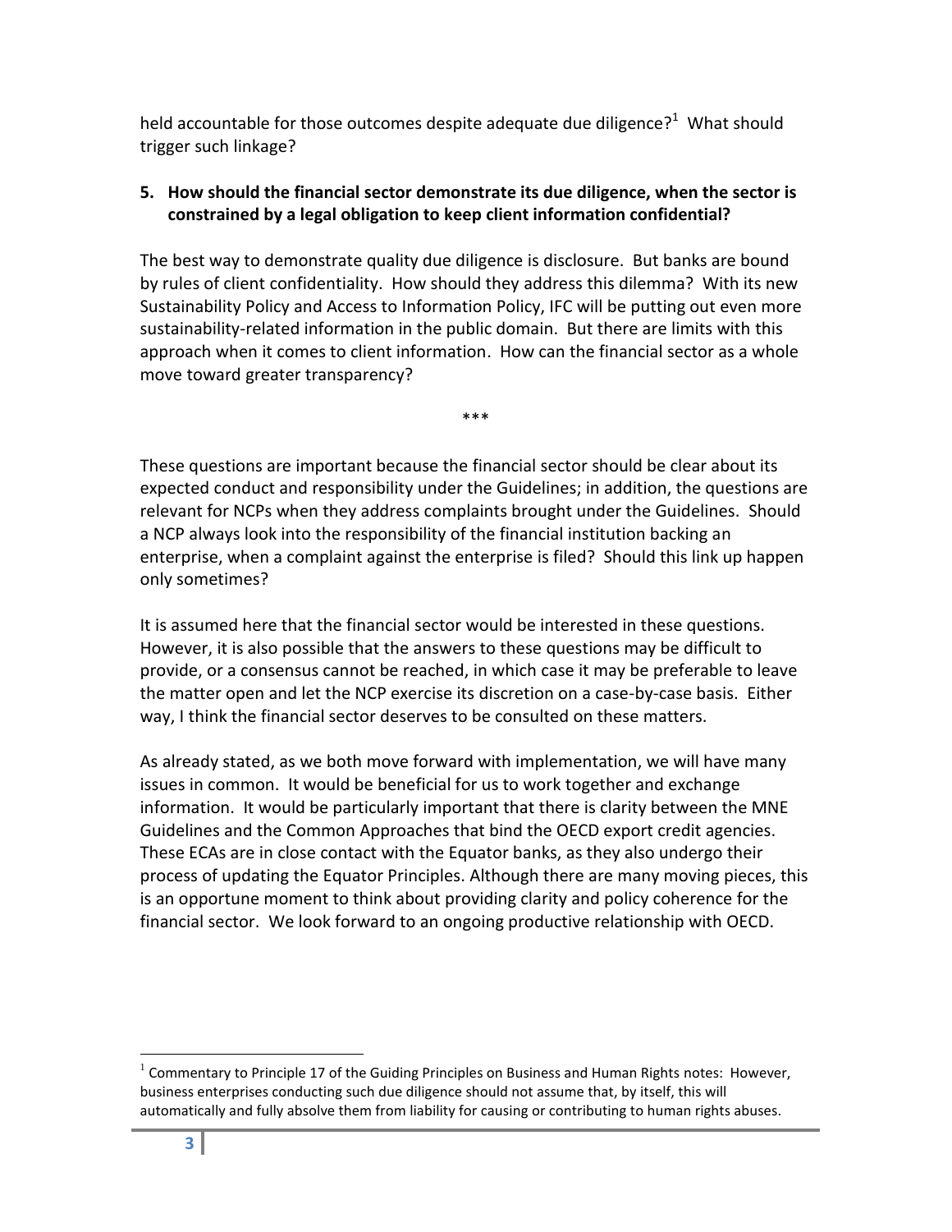held accountable for those outcomes despite adequate due diligence?[1] What should trigger such linkage?

**5. How should the financial sector demonstrate its due diligence, when the sector is constrained by a legal obligation to keep client information confidential?**

The best way to demonstrate quality due diligence is disclosure. But banks are bound by rules of client confidentiality. How should they address this dilemma? With its new Sustainability Policy and Access to Information Policy, IFC will be putting out even more sustainability-related information in the public domain. But there are limits with this approach when it comes to client information. How can the financial sector as a whole move toward greater transparency?

***

These questions are important because the financial sector should be clear about its expected conduct and responsibility under the Guidelines; in addition, the questions are relevant for NCPs when they address complaints brought under the Guidelines. Should a NCP always look into the responsibility of the financial institution backing an enterprise, when a complaint against the enterprise is filed? Should this link up happen only sometimes?

It is assumed here that the financial sector would be interested in these questions. However, it is also possible that the answers to these questions may be difficult to provide, or a consensus cannot be reached, in which case it may be preferable to leave the matter open and let the NCP exercise its discretion on a case-by-case basis. Either way, I think the financial sector deserves to be consulted on these matters.

As already stated, as we both move forward with implementation, we will have many issues in common. It would be beneficial for us to work together and exchange information. It would be particularly important that there is clarity between the MNE Guidelines and the Common Approaches that bind the OECD export credit agencies. These ECAs are in close contact with the Equator banks, as they also undergo their process of updating the Equator Principles. Although there are many moving pieces, this is an opportune moment to think about providing clarity and policy coherence for the financial sector. We look forward to an ongoing productive relationship with OECD.

[1] Commentary to Principle 17 of the Guiding Principles on Business and Human Rights notes: However, business enterprises conducting such due diligence should not assume that, by itself, this will automatically and fully absolve them from liability for causing or contributing to human rights abuses.